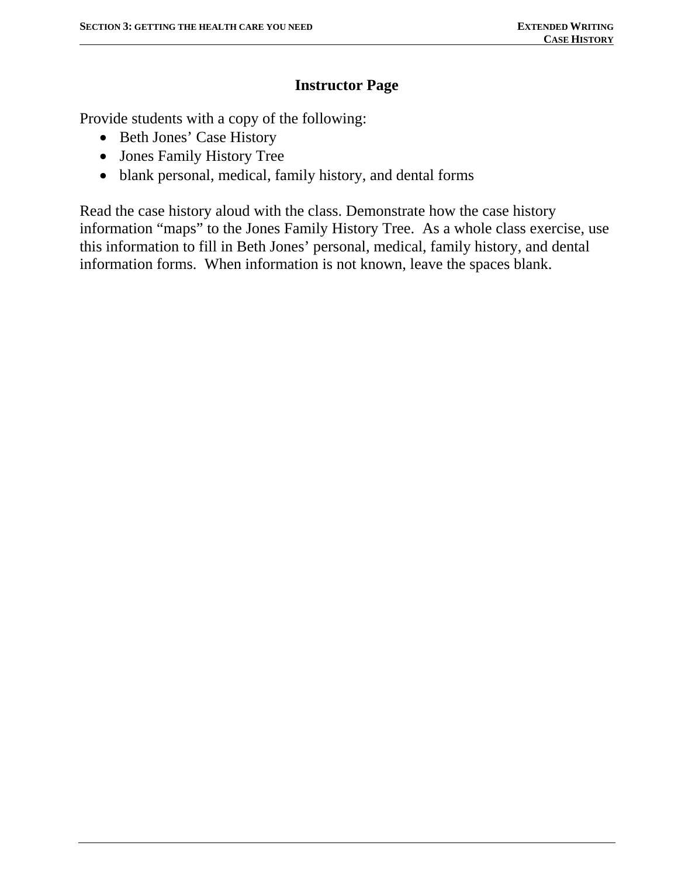## Instructor Page

Provide students with a copy of the following:

- Beth Jones' Case History
- Jones Family History Tree
- blank personal, medical, family history, and dental forms

Read the case history aloud with the class. Demonstrate how the case history information "maps" to the Jones Family History Tree. As a whole class exercise, use this information to fill in Beth Jones' personal, medical, family history, and dental information forms. When information is not known, leave the spaces blank.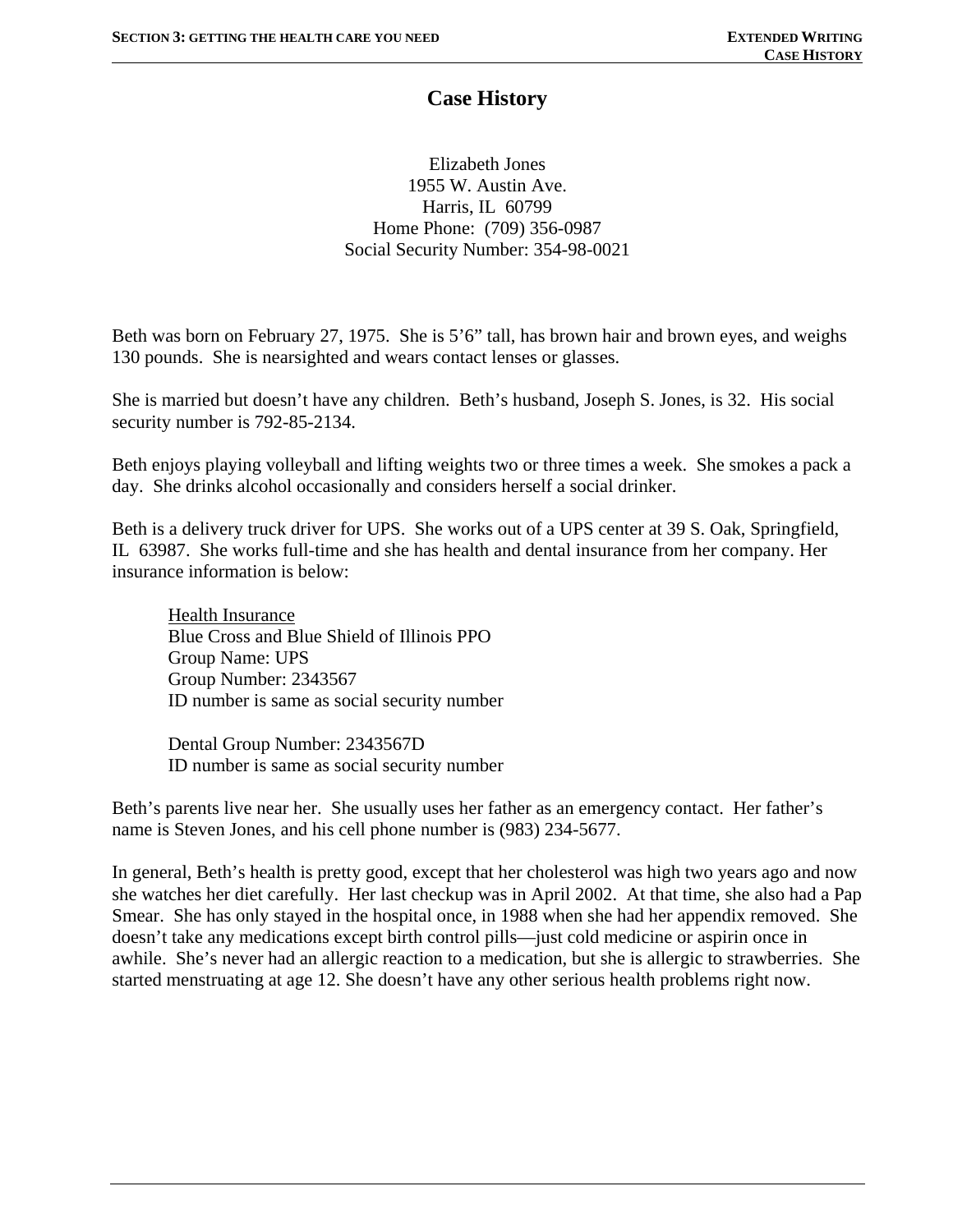# Case History

Elizabeth Jones
1955 W. Austin Ave.
Harris, IL 60799
Home Phone: (709) 356-0987
Social Security Number: 354-98-0021

Beth was born on February 27, 1975. She is 5'6" tall, has brown hair and brown eyes, and weighs 130 pounds. She is nearsighted and wears contact lenses or glasses.

She is married but doesn't have any children. Beth's husband, Joseph S. Jones, is 32. His social security number is 792-85-2134.

Beth enjoys playing volleyball and lifting weights two or three times a week. She smokes a pack a day. She drinks alcohol occasionally and considers herself a social drinker.

Beth is a delivery truck driver for UPS. She works out of a UPS center at 39 S. Oak, Springfield, IL 63987. She works full-time and she has health and dental insurance from her company. Her insurance information is below:

> <u>Health Insurance</u>
> Blue Cross and Blue Shield of Illinois PPO
> Group Name: UPS
> Group Number: 2343567
> ID number is same as social security number
>
> Dental Group Number: 2343567D
> ID number is same as social security number

Beth's parents live near her. She usually uses her father as an emergency contact. Her father's name is Steven Jones, and his cell phone number is (983) 234-5677.

In general, Beth's health is pretty good, except that her cholesterol was high two years ago and now she watches her diet carefully. Her last checkup was in April 2002. At that time, she also had a Pap Smear. She has only stayed in the hospital once, in 1988 when she had her appendix removed. She doesn't take any medications except birth control pills—just cold medicine or aspirin once in awhile. She's never had an allergic reaction to a medication, but she is allergic to strawberries. She started menstruating at age 12. She doesn't have any other serious health problems right now.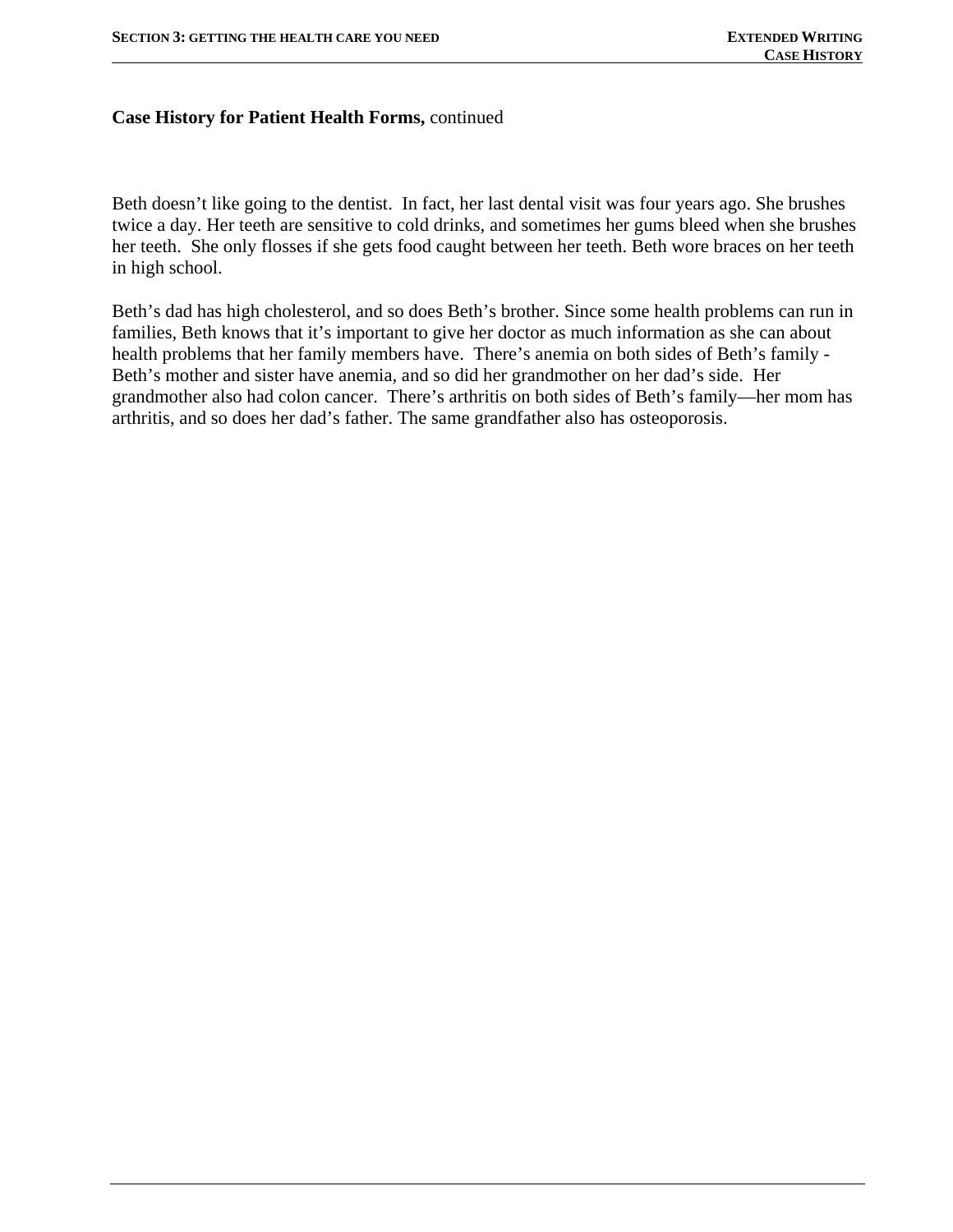**Case History for Patient Health Forms,** continued

Beth doesn't like going to the dentist.  In fact, her last dental visit was four years ago. She brushes twice a day. Her teeth are sensitive to cold drinks, and sometimes her gums bleed when she brushes her teeth.  She only flosses if she gets food caught between her teeth. Beth wore braces on her teeth in high school.

Beth's dad has high cholesterol, and so does Beth's brother. Since some health problems can run in families, Beth knows that it's important to give her doctor as much information as she can about health problems that her family members have.  There's anemia on both sides of Beth's family - Beth's mother and sister have anemia, and so did her grandmother on her dad's side.  Her grandmother also had colon cancer.  There's arthritis on both sides of Beth's family—her mom has arthritis, and so does her dad's father. The same grandfather also has osteoporosis.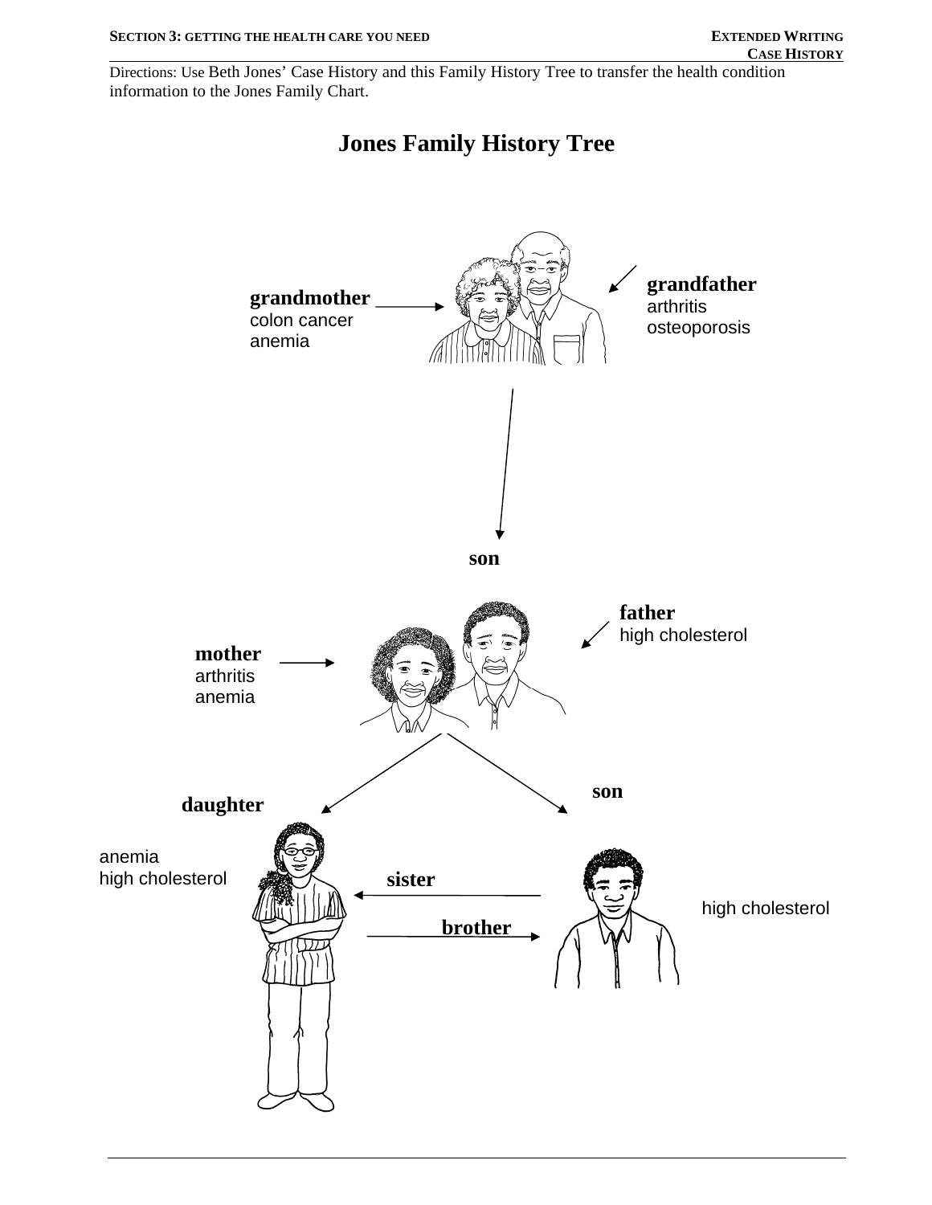Directions: Use Beth Jones' Case History and this Family History Tree to transfer the health condition information to the Jones Family Chart.

# Jones Family History Tree

**grandmother**
colon cancer
anemia

**grandfather**
arthritis
osteoporosis

**son**

**mother**
arthritis
anemia

**father**
high cholesterol

**daughter**
anemia
high cholesterol

**son**
high cholesterol

**sister**

**brother**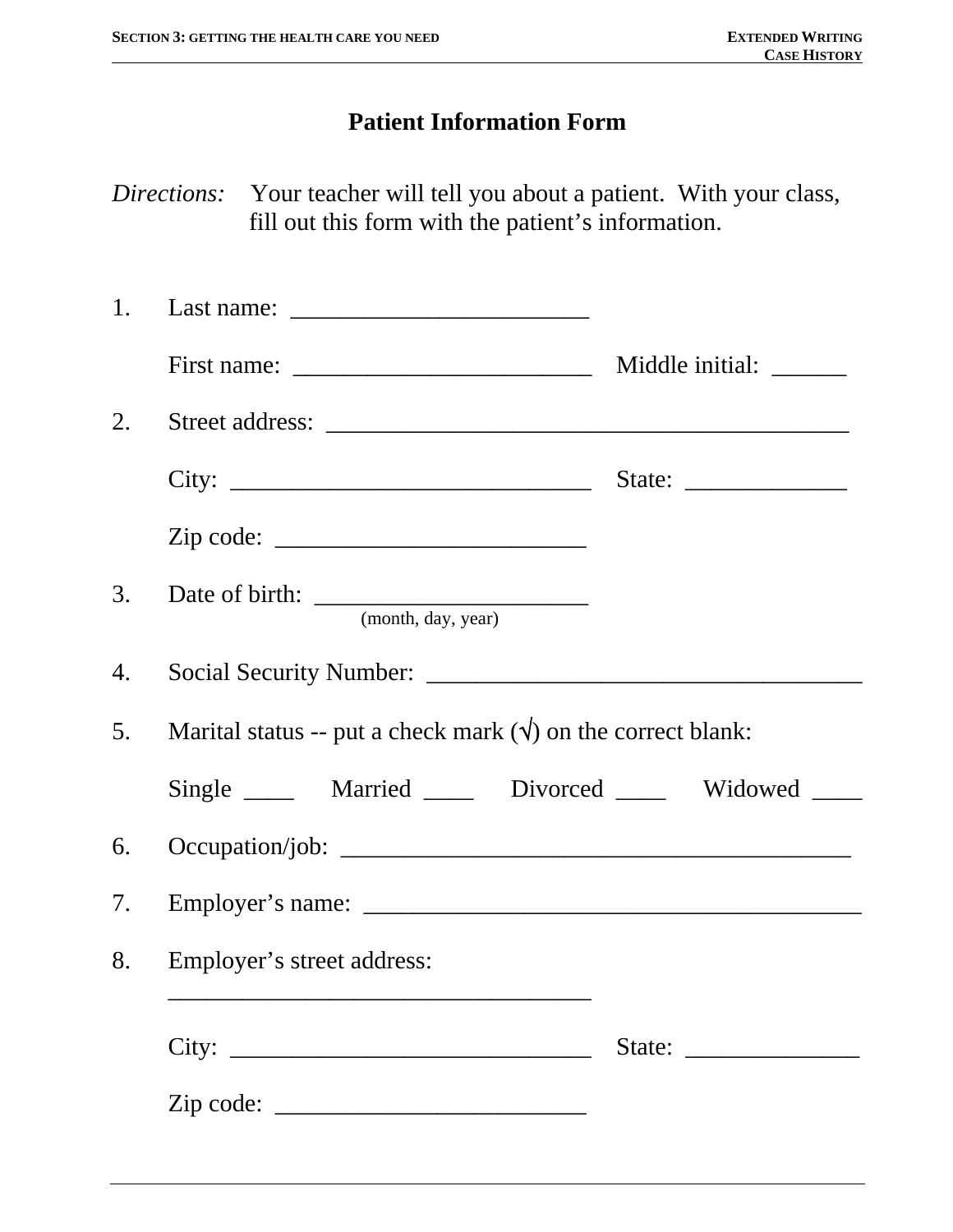# Patient Information Form

*Directions:* Your teacher will tell you about a patient. With your class, fill out this form with the patient's information.

1. Last name: ________________________

   First name: ________________________ Middle initial: ______

2. Street address: ___________________________________________

   City: ______________________________ State: _____________

   Zip code: _________________________

3. Date of birth: ______________________
   (month, day, year)

4. Social Security Number: ___________________________________

5. Marital status -- put a check mark (√) on the correct blank:

   Single ____ Married ____ Divorced ____ Widowed ____

6. Occupation/job: __________________________________________

7. Employer's name: _________________________________________

8. Employer's street address:
   ___________________________________

   City: ______________________________ State: ______________

   Zip code: _________________________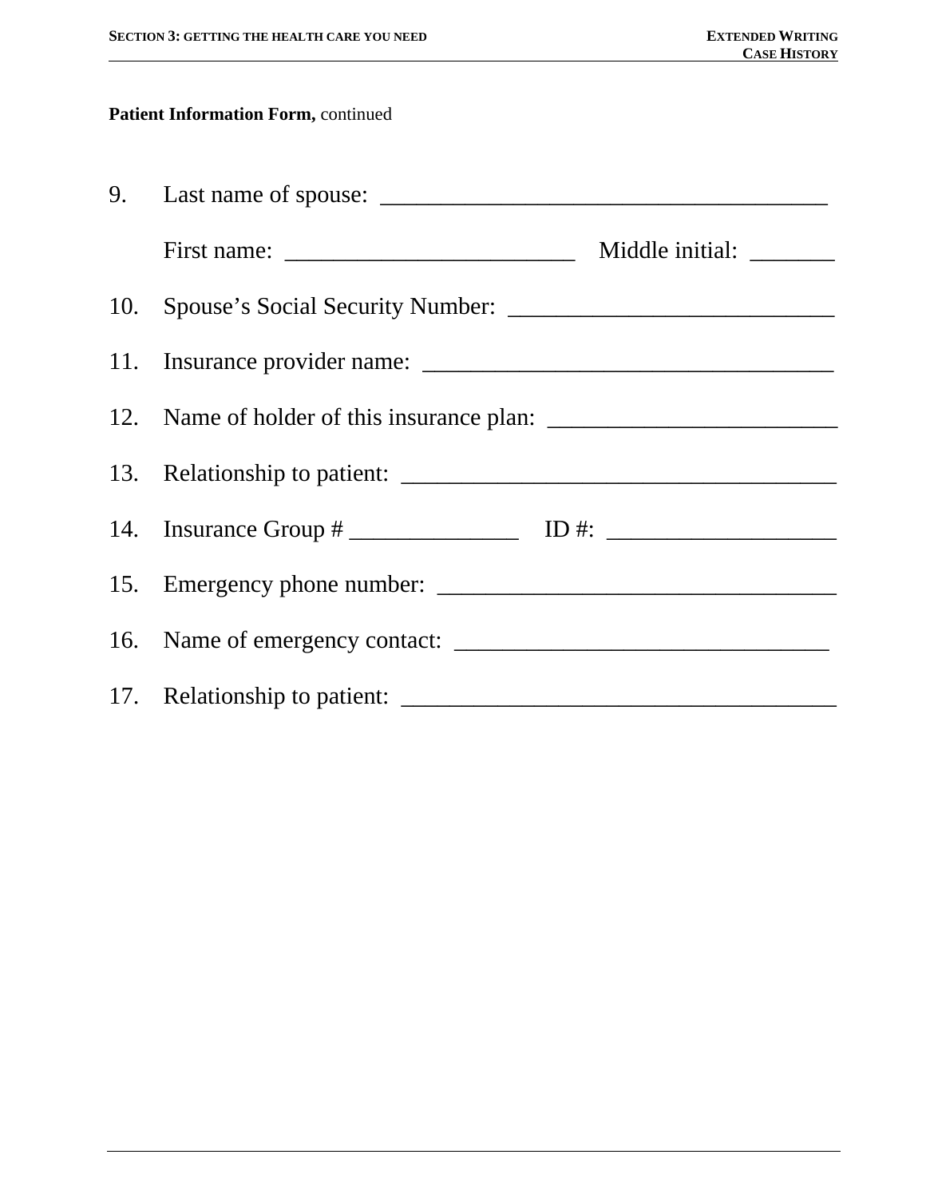**Patient Information Form,** continued

9. Last name of spouse: ____________________________________

   First name: ________________________ Middle initial: _______

10. Spouse's Social Security Number: ___________________________

11. Insurance provider name: __________________________________

12. Name of holder of this insurance plan: ________________________

13. Relationship to patient: ____________________________________

14. Insurance Group # ______________ ID #: ___________________

15. Emergency phone number: _________________________________

16. Name of emergency contact: _______________________________

17. Relationship to patient: ____________________________________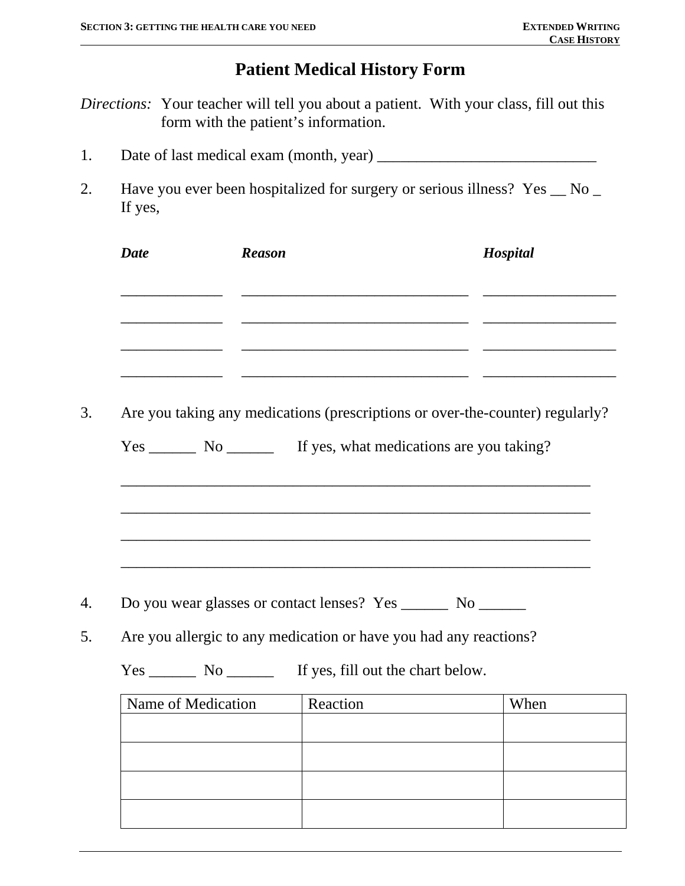# Patient Medical History Form

*Directions:* Your teacher will tell you about a patient. With your class, fill out this form with the patient's information.

1. Date of last medical exam (month, year) ____________________________

2. Have you ever been hospitalized for surgery or serious illness? Yes __ No _
   If yes,

   | ***Date*** | ***Reason*** | ***Hospital*** |
   | --- | --- | --- |
   | _____________ | ______________________________ | _________________ |
   | _____________ | ______________________________ | _________________ |
   | _____________ | ______________________________ | _________________ |
   | _____________ | ______________________________ | _________________ |

3. Are you taking any medications (prescriptions or over-the-counter) regularly?

   Yes ______ No ______ If yes, what medications are you taking?

   _______________________________________________________________

   _______________________________________________________________

   _______________________________________________________________

   _______________________________________________________________

4. Do you wear glasses or contact lenses? Yes ______ No ______

5. Are you allergic to any medication or have you had any reactions?

   Yes ______ No ______ If yes, fill out the chart below.

   | Name of Medication | Reaction | When |
   | --- | --- | --- |
   | | | |
   | | | |
   | | | |
   | | | |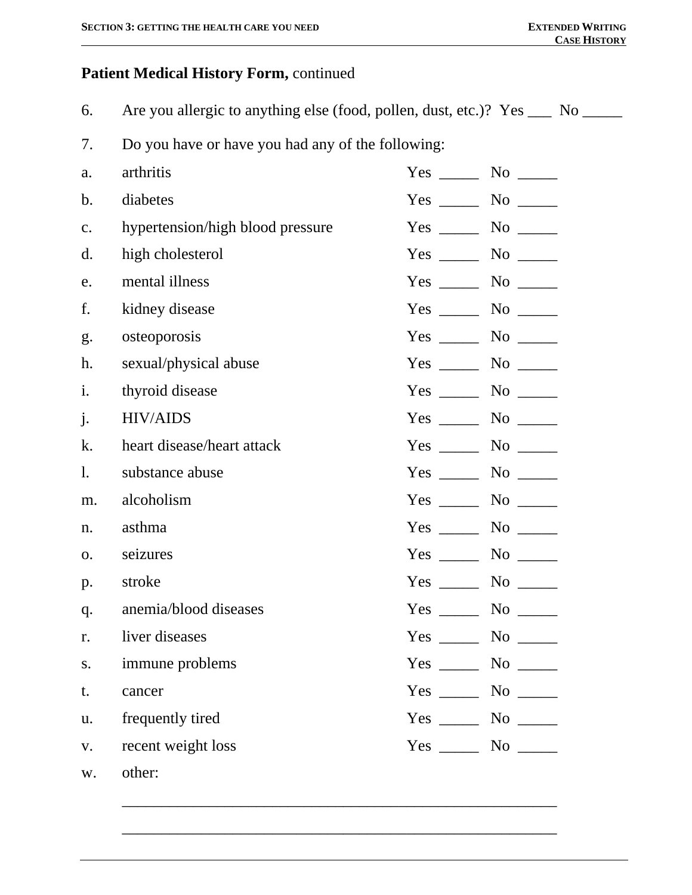**Patient Medical History Form,** continued

6. Are you allergic to anything else (food, pollen, dust, etc.)? Yes ___ No _____

7. Do you have or have you had any of the following:

a. arthritis Yes _____ No _____

b. diabetes Yes _____ No _____

c. hypertension/high blood pressure Yes _____ No _____

d. high cholesterol Yes _____ No _____

e. mental illness Yes _____ No _____

f. kidney disease Yes _____ No _____

g. osteoporosis Yes _____ No _____

h. sexual/physical abuse Yes _____ No _____

i. thyroid disease Yes _____ No _____

j. HIV/AIDS Yes _____ No _____

k. heart disease/heart attack Yes _____ No _____

l. substance abuse Yes _____ No _____

m. alcoholism Yes _____ No _____

n. asthma Yes _____ No _____

o. seizures Yes _____ No _____

p. stroke Yes _____ No _____

q. anemia/blood diseases Yes _____ No _____

r. liver diseases Yes _____ No _____

s. immune problems Yes _____ No _____

t. cancer Yes _____ No _____

u. frequently tired Yes _____ No _____

v. recent weight loss Yes _____ No _____

w. other:

_________________________________________________________

_________________________________________________________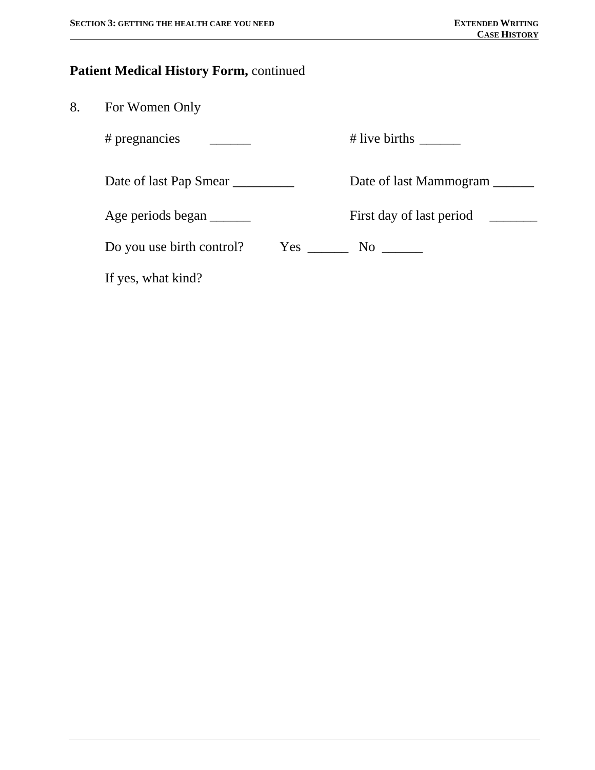**Patient Medical History Form,** continued

8. For Women Only

   # pregnancies ______ # live births ______

   Date of last Pap Smear _________ Date of last Mammogram ______

   Age periods began ______ First day of last period _______

   Do you use birth control? Yes ______ No ______

   If yes, what kind?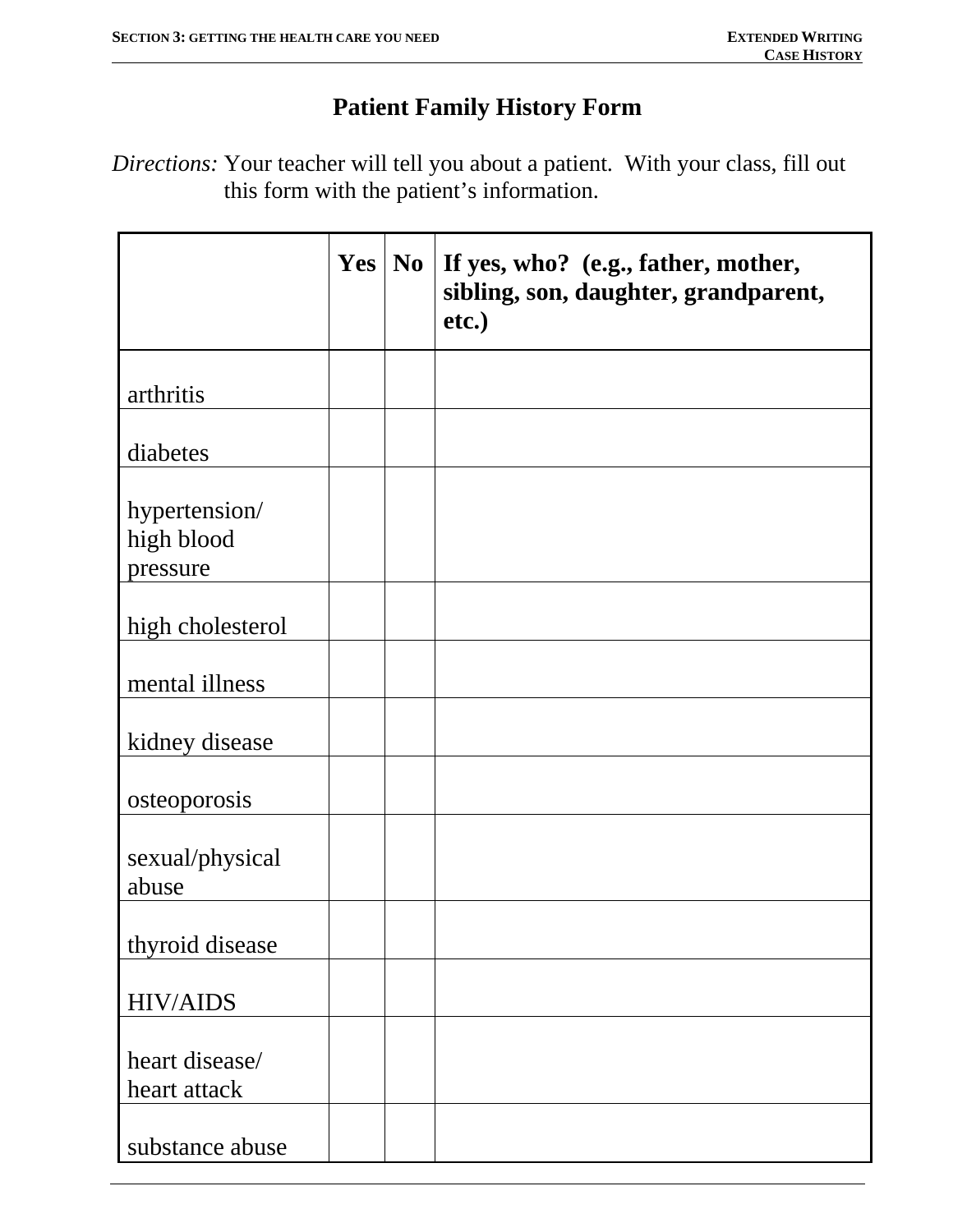# Patient Family History Form

*Directions:* Your teacher will tell you about a patient. With your class, fill out this form with the patient's information.

| | Yes | No | If yes, who? (e.g., father, mother, sibling, son, daughter, grandparent, etc.) |
|---|---|---|---|
| arthritis | | | |
| diabetes | | | |
| hypertension/ high blood pressure | | | |
| high cholesterol | | | |
| mental illness | | | |
| kidney disease | | | |
| osteoporosis | | | |
| sexual/physical abuse | | | |
| thyroid disease | | | |
| HIV/AIDS | | | |
| heart disease/ heart attack | | | |
| substance abuse | | | |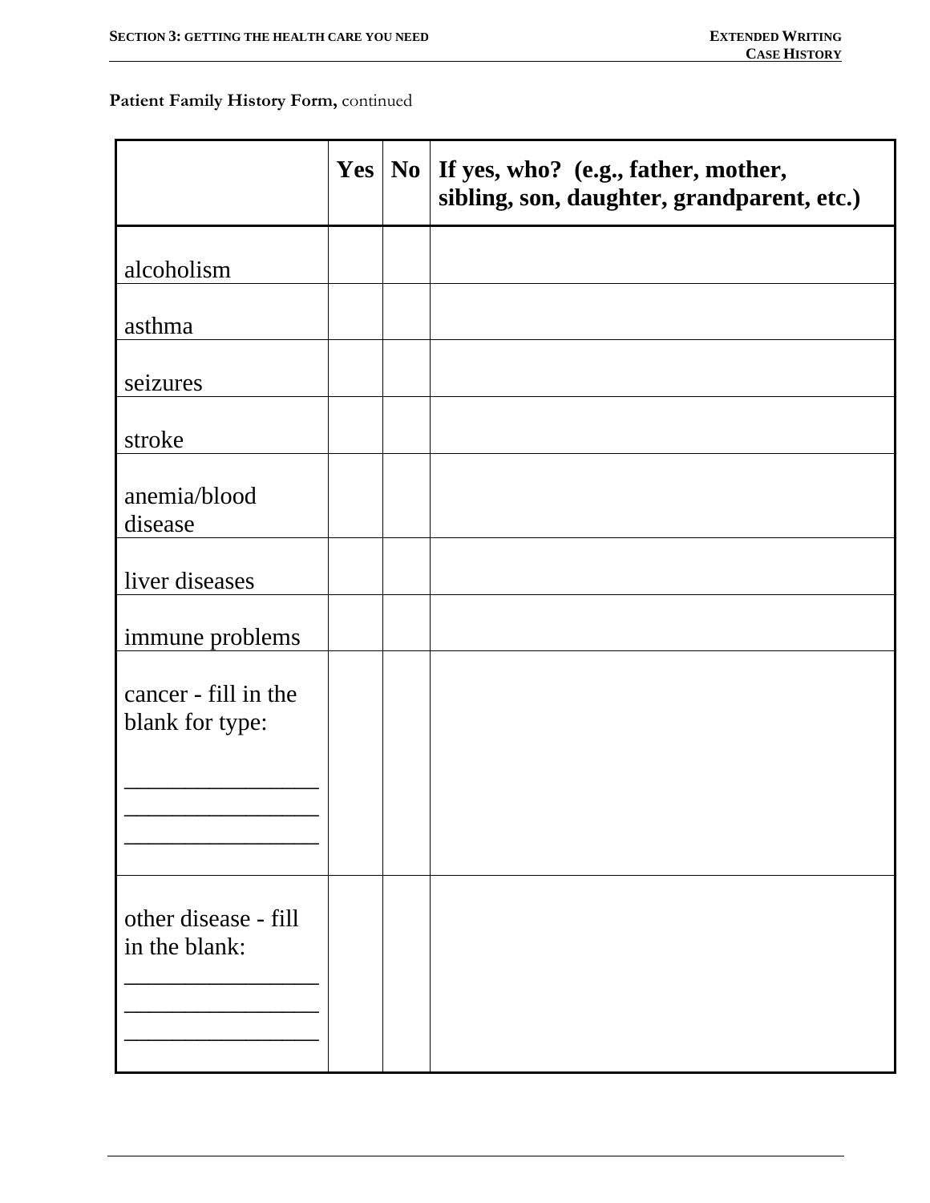**Patient Family History Form,** continued

| | Yes | No | If yes, who? (e.g., father, mother, sibling, son, daughter, grandparent, etc.) |
|---|---|---|---|
| alcoholism | | | |
| asthma | | | |
| seizures | | | |
| stroke | | | |
| anemia/blood disease | | | |
| liver diseases | | | |
| immune problems | | | |
| cancer - fill in the blank for type: ________________ ________________ ________________ | | | |
| other disease - fill in the blank: ________________ ________________ ________________ | | | |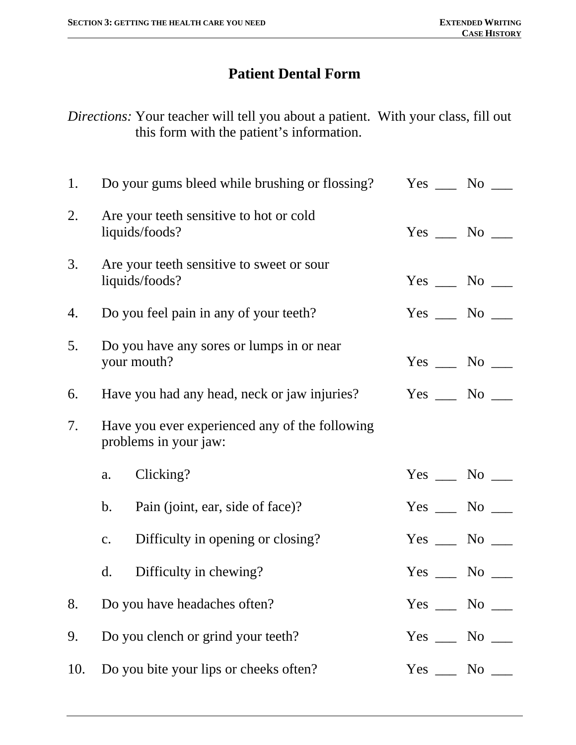# Patient Dental Form

*Directions:* Your teacher will tell you about a patient. With your class, fill out this form with the patient's information.

1. Do your gums bleed while brushing or flossing? Yes ___ No ___

2. Are your teeth sensitive to hot or cold liquids/foods? Yes ___ No ___

3. Are your teeth sensitive to sweet or sour liquids/foods? Yes ___ No ___

4. Do you feel pain in any of your teeth? Yes ___ No ___

5. Do you have any sores or lumps in or near your mouth? Yes ___ No ___

6. Have you had any head, neck or jaw injuries? Yes ___ No ___

7. Have you ever experienced any of the following problems in your jaw:

   a. Clicking? Yes ___ No ___

   b. Pain (joint, ear, side of face)? Yes ___ No ___

   c. Difficulty in opening or closing? Yes ___ No ___

   d. Difficulty in chewing? Yes ___ No ___

8. Do you have headaches often? Yes ___ No ___

9. Do you clench or grind your teeth? Yes ___ No ___

10. Do you bite your lips or cheeks often? Yes ___ No ___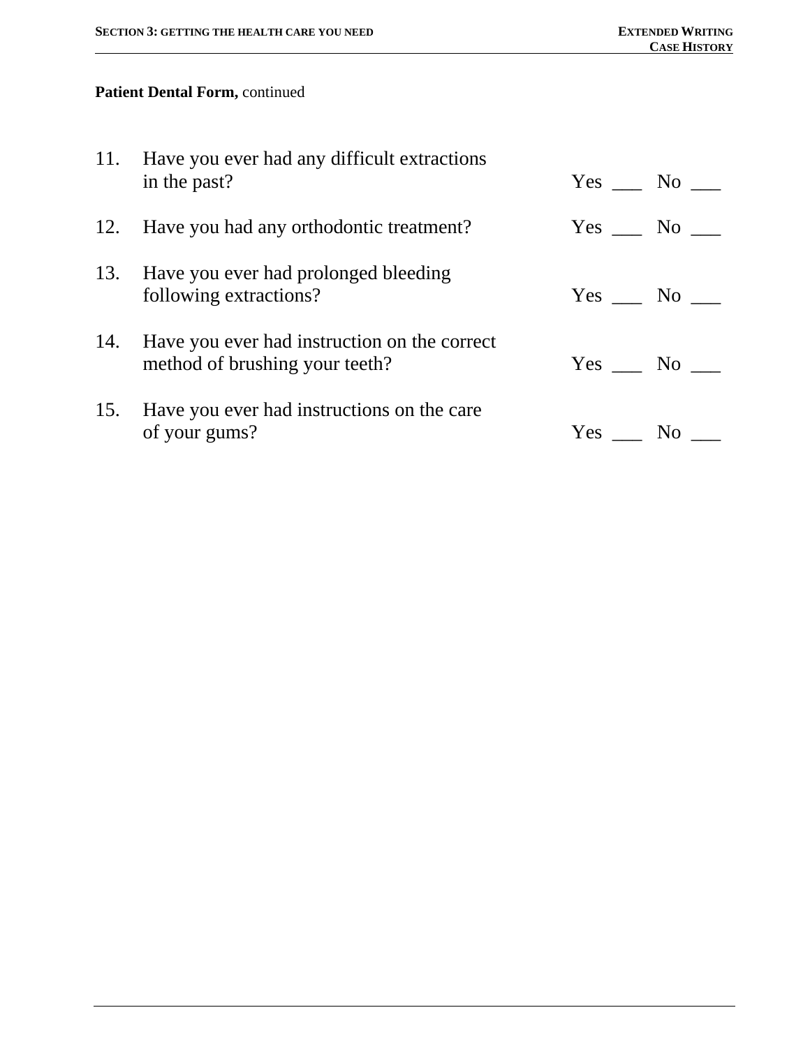**Patient Dental Form,** continued

11. Have you ever had any difficult extractions in the past? Yes ___ No ___

12. Have you had any orthodontic treatment? Yes ___ No ___

13. Have you ever had prolonged bleeding following extractions? Yes ___ No ___

14. Have you ever had instruction on the correct method of brushing your teeth? Yes ___ No ___

15. Have you ever had instructions on the care of your gums? Yes ___ No ___